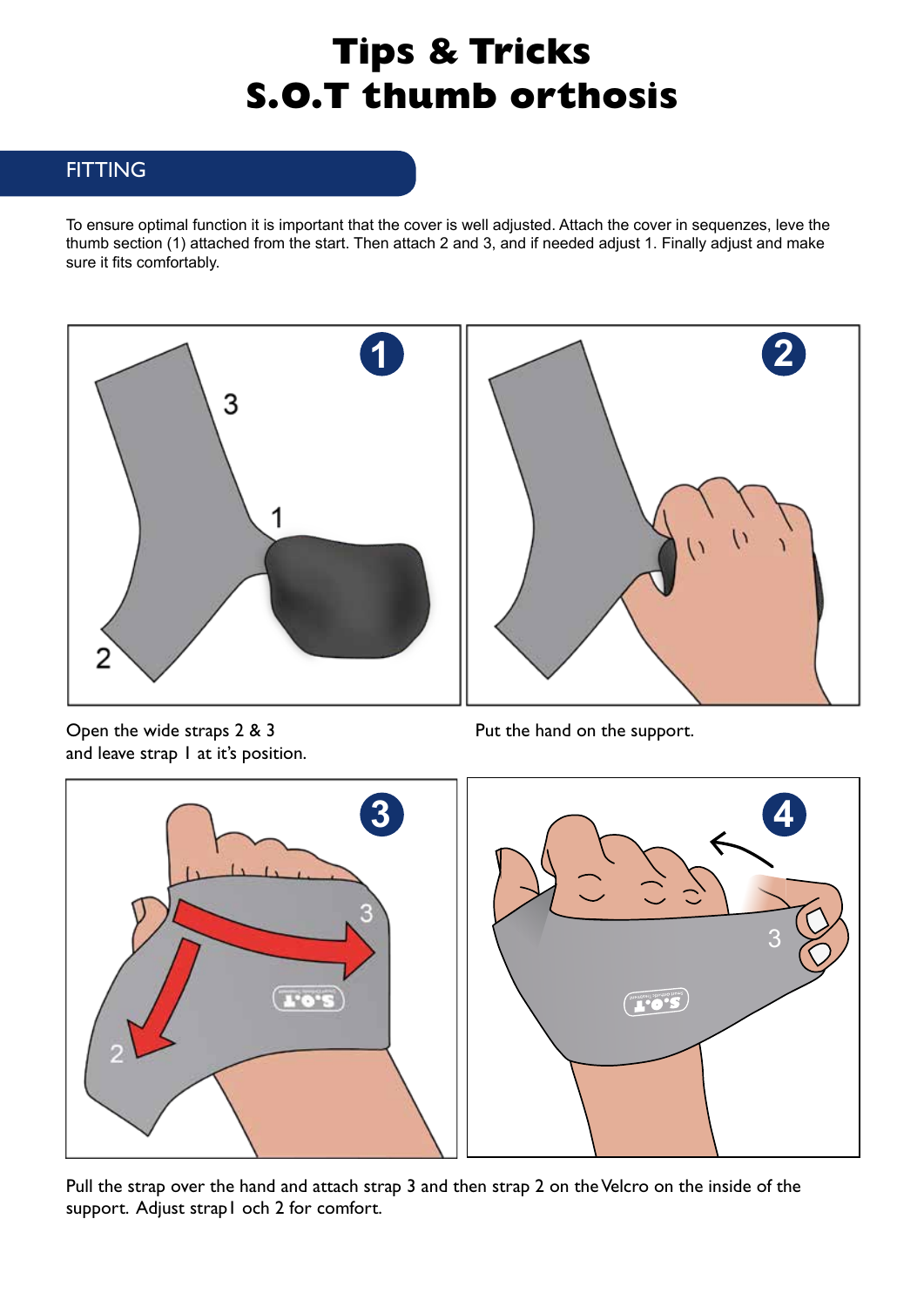# Tips & Tricks
# S.O.T thumb orthosis

## FITTING

To ensure optimal function it is important that the cover is well adjusted. Attach the cover in sequenzes, leve the thumb section (1) attached from the start. Then attach 2 and 3, and if needed adjust 1. Finally adjust and make sure it fits comfortably.

Open the wide straps 2 & 3
and leave strap 1 at it's position.

Put the hand on the support.

Pull the strap over the hand and attach strap 3 and then strap 2 on the Velcro on the inside of the support. Adjust strap1 och 2 for comfort.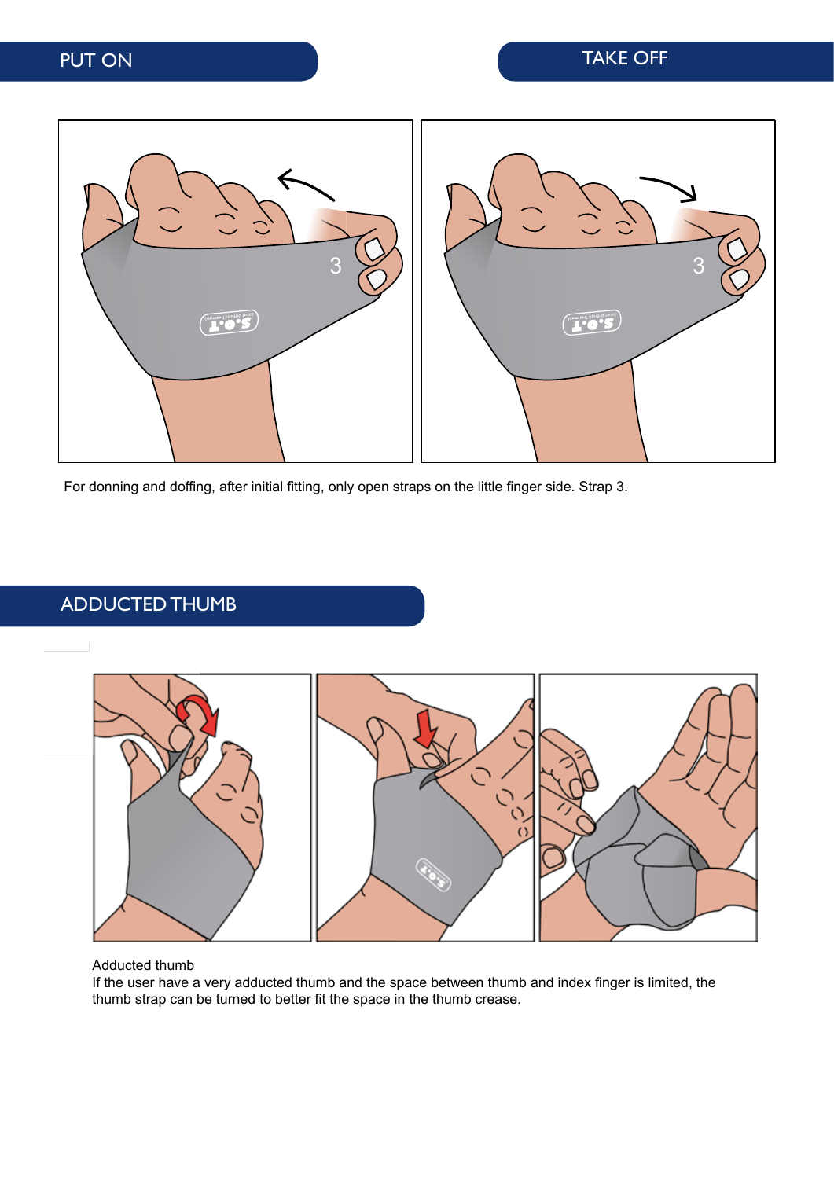## PUT ON

## TAKE OFF

For donning and doffing, after initial fitting, only open straps on the little finger side. Strap 3.

## ADDUCTED THUMB

Adducted thumb
If the user have a very adducted thumb and the space between thumb and index finger is limited, the thumb strap can be turned to better fit the space in the thumb crease.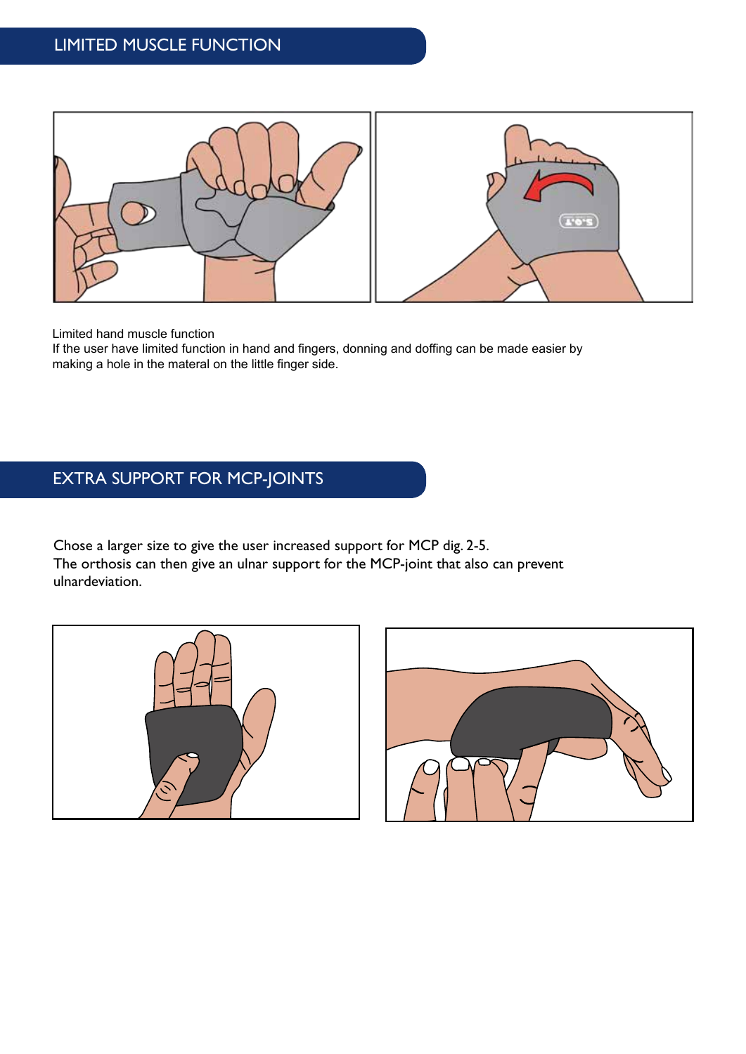## LIMITED MUSCLE FUNCTION

Limited hand muscle function
If the user have limited function in hand and fingers, donning and doffing can be made easier by making a hole in the materal on the little finger side.

## EXTRA SUPPORT FOR MCP-JOINTS

Chose a larger size to give the user increased support for MCP dig. 2-5.
The orthosis can then give an ulnar support for the MCP-joint that also can prevent ulnardeviation.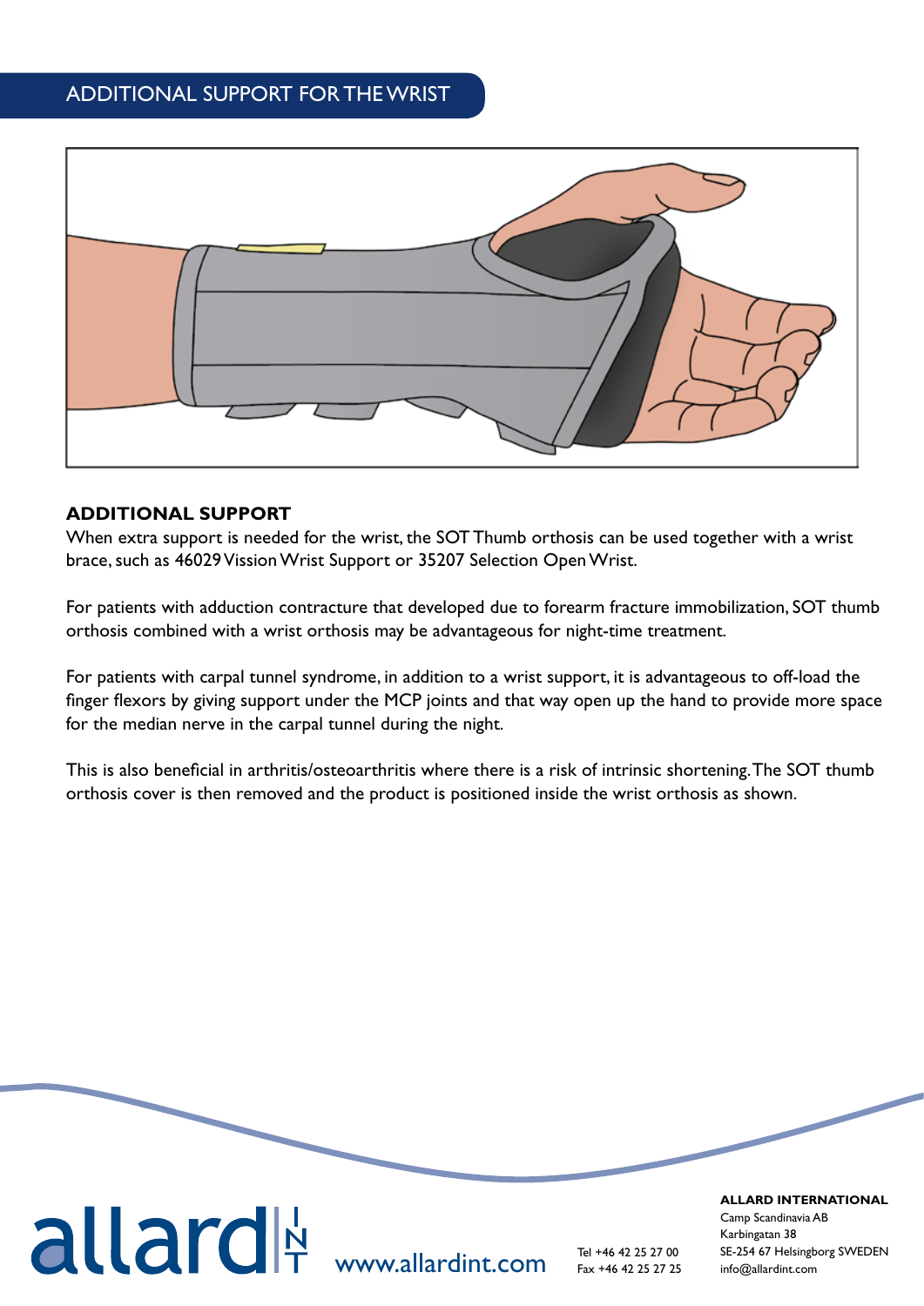## ADDITIONAL SUPPORT FOR THE WRIST

### ADDITIONAL SUPPORT

When extra support is needed for the wrist, the SOT Thumb orthosis can be used together with a wrist brace, such as 46029 Vission Wrist Support or 35207 Selection Open Wrist.

For patients with adduction contracture that developed due to forearm fracture immobilization, SOT thumb orthosis combined with a wrist orthosis may be advantageous for night-time treatment.

For patients with carpal tunnel syndrome, in addition to a wrist support, it is advantageous to off-load the finger flexors by giving support under the MCP joints and that way open up the hand to provide more space for the median nerve in the carpal tunnel during the night.

This is also beneficial in arthritis/osteoarthritis where there is a risk of intrinsic shortening. The SOT thumb orthosis cover is then removed and the product is positioned inside the wrist orthosis as shown.

allard INT

www.allardint.com

Tel +46 42 25 27 00
Fax +46 42 25 27 25

**ALLARD INTERNATIONAL**
Camp Scandinavia AB
Karbingatan 38
SE-254 67 Helsingborg SWEDEN
info@allardint.com